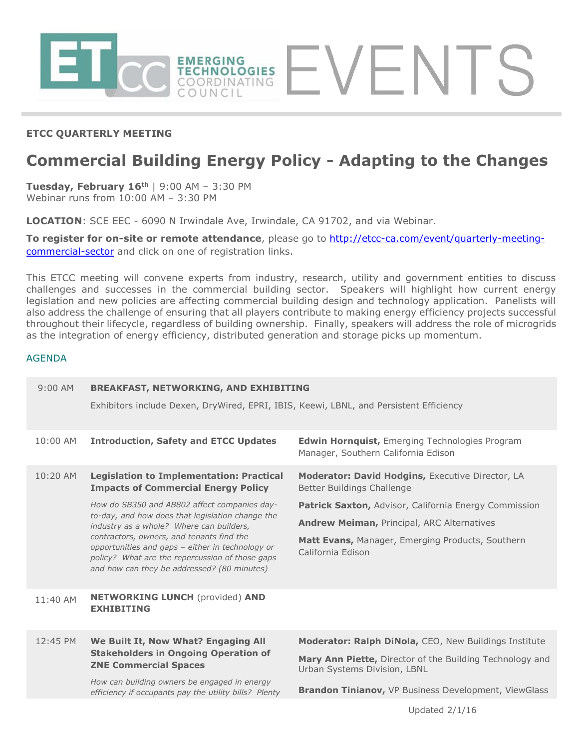ETCC EMERGING TECHNOLOGIES COORDINATING COUNCIL EVENTS

**ETCC QUARTERLY MEETING**

# Commercial Building Energy Policy - Adapting to the Changes

**Tuesday, February 16th** | 9:00 AM – 3:30 PM
Webinar runs from 10:00 AM – 3:30 PM

**LOCATION**: SCE EEC - 6090 N Irwindale Ave, Irwindale, CA 91702, and via Webinar.

**To register for on-site or remote attendance**, please go to http://etcc-ca.com/event/quarterly-meeting-commercial-sector and click on one of registration links.

This ETCC meeting will convene experts from industry, research, utility and government entities to discuss challenges and successes in the commercial building sector. Speakers will highlight how current energy legislation and new policies are affecting commercial building design and technology application. Panelists will also address the challenge of ensuring that all players contribute to making energy efficiency projects successful throughout their lifecycle, regardless of building ownership. Finally, speakers will address the role of microgrids as the integration of energy efficiency, distributed generation and storage picks up momentum.

## AGENDA

| Time | Session | Speakers |
|---|---|---|
| 9:00 AM | **BREAKFAST, NETWORKING, AND EXHIBITING**<br>Exhibitors include Dexen, DryWired, EPRI, IBIS, Keewi, LBNL, and Persistent Efficiency | |
| 10:00 AM | **Introduction, Safety and ETCC Updates** | **Edwin Hornquist,** Emerging Technologies Program Manager, Southern California Edison |
| 10:20 AM | **Legislation to Implementation: Practical Impacts of Commercial Energy Policy**<br>*How do SB350 and AB802 affect companies day-to-day, and how does that legislation change the industry as a whole? Where can builders, contractors, owners, and tenants find the opportunities and gaps – either in technology or policy? What are the repercussion of those gaps and how can they be addressed? (80 minutes)* | **Moderator: David Hodgins,** Executive Director, LA Better Buildings Challenge<br>**Patrick Saxton,** Advisor, California Energy Commission<br>**Andrew Meiman,** Principal, ARC Alternatives<br>**Matt Evans,** Manager, Emerging Products, Southern California Edison |
| 11:40 AM | **NETWORKING LUNCH** (provided) **AND EXHIBITING** | |
| 12:45 PM | **We Built It, Now What? Engaging All Stakeholders in Ongoing Operation of ZNE Commercial Spaces**<br>*How can building owners be engaged in energy efficiency if occupants pay the utility bills? Plenty* | **Moderator: Ralph DiNola,** CEO, New Buildings Institute<br>**Mary Ann Piette,** Director of the Building Technology and Urban Systems Division, LBNL<br>**Brandon Tinianov,** VP Business Development, ViewGlass |

Updated 2/1/16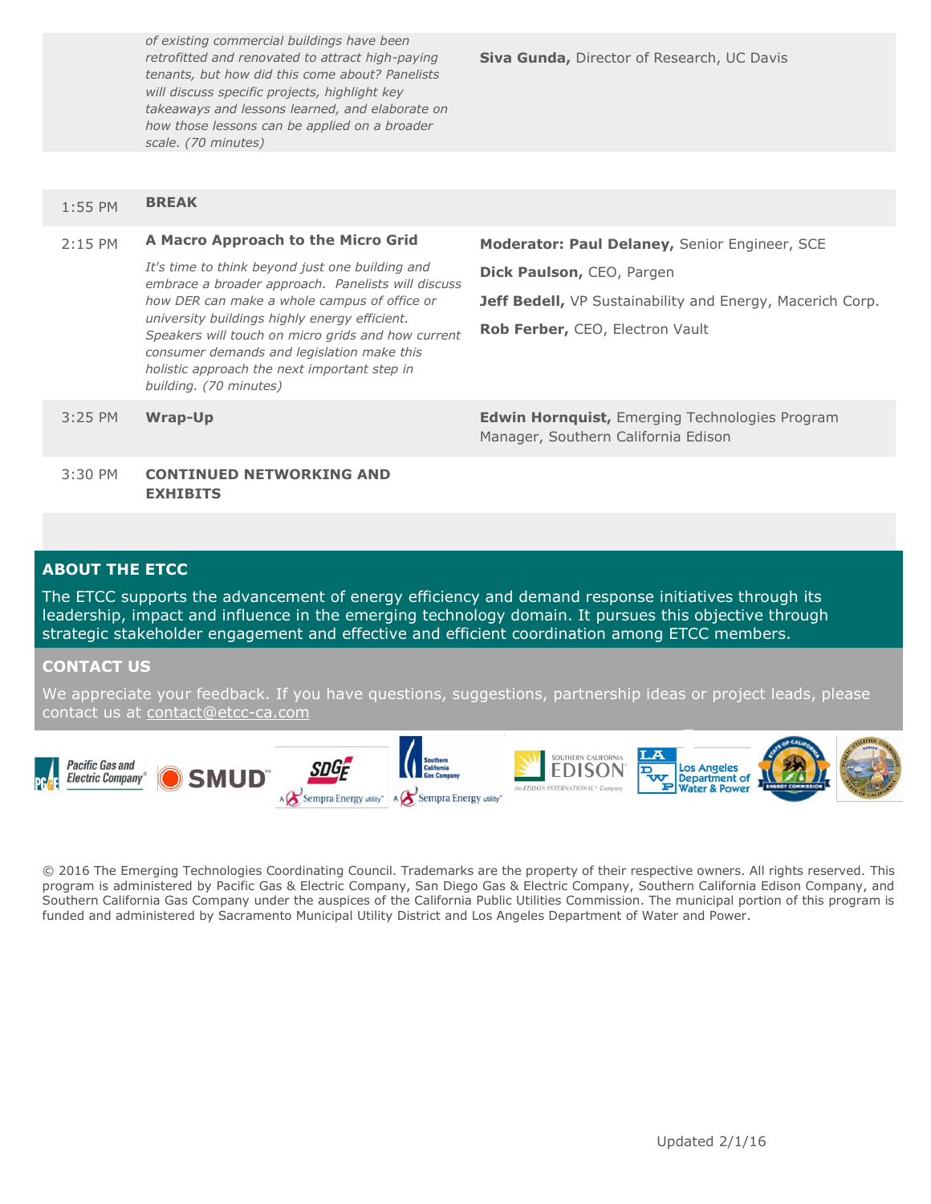| | | |
|---|---|---|
| | *of existing commercial buildings have been retrofitted and renovated to attract high-paying tenants, but how did this come about? Panelists will discuss specific projects, highlight key takeaways and lessons learned, and elaborate on how those lessons can be applied on a broader scale. (70 minutes)* | **Siva Gunda,** Director of Research, UC Davis |
| 1:55 PM | **BREAK** | |
| 2:15 PM | **A Macro Approach to the Micro Grid**<br>*It's time to think beyond just one building and embrace a broader approach. Panelists will discuss how DER can make a whole campus of office or university buildings highly energy efficient. Speakers will touch on micro grids and how current consumer demands and legislation make this holistic approach the next important step in building. (70 minutes)* | **Moderator: Paul Delaney,** Senior Engineer, SCE<br>**Dick Paulson,** CEO, Pargen<br>**Jeff Bedell,** VP Sustainability and Energy, Macerich Corp.<br>**Rob Ferber,** CEO, Electron Vault |
| 3:25 PM | **Wrap-Up** | **Edwin Hornquist,** Emerging Technologies Program Manager, Southern California Edison |
| 3:30 PM | **CONTINUED NETWORKING AND EXHIBITS** | |

## ABOUT THE ETCC

The ETCC supports the advancement of energy efficiency and demand response initiatives through its leadership, impact and influence in the emerging technology domain. It pursues this objective through strategic stakeholder engagement and effective and efficient coordination among ETCC members.

## CONTACT US

We appreciate your feedback. If you have questions, suggestions, partnership ideas or project leads, please contact us at contact@etcc-ca.com

© 2016 The Emerging Technologies Coordinating Council. Trademarks are the property of their respective owners. All rights reserved. This program is administered by Pacific Gas & Electric Company, San Diego Gas & Electric Company, Southern California Edison Company, and Southern California Gas Company under the auspices of the California Public Utilities Commission. The municipal portion of this program is funded and administered by Sacramento Municipal Utility District and Los Angeles Department of Water and Power.

Updated 2/1/16